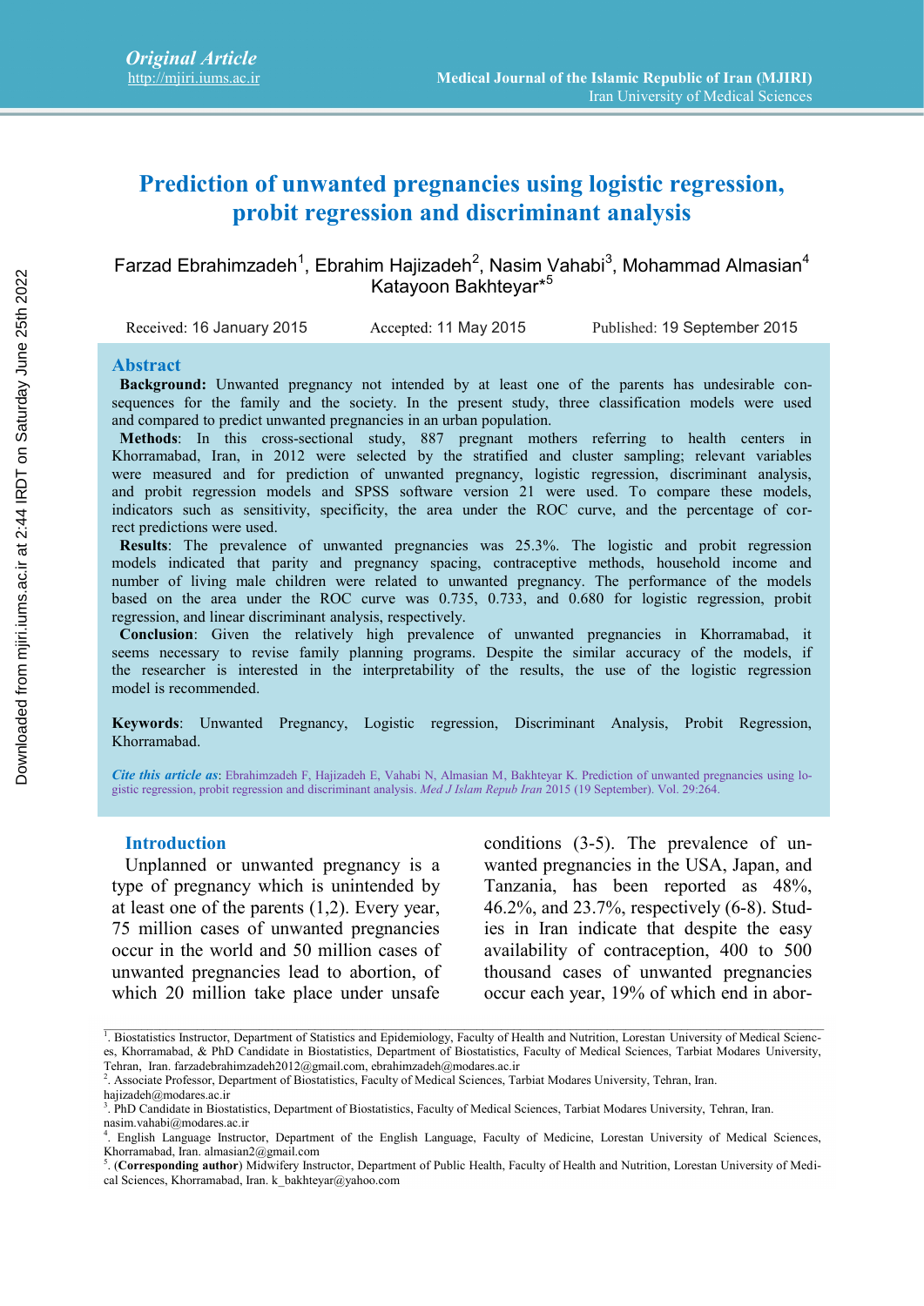Original Article
http://mjiri.iums.ac.ir

Medical Journal of the Islamic Republic of Iran (MJIRI)
Iran University of Medical Sciences

# Prediction of unwanted pregnancies using logistic regression, probit regression and discriminant analysis

Farzad Ebrahimzadeh[1], Ebrahim Hajizadeh[2], Nasim Vahabi[3], Mohammad Almasian[4]
Katayoon Bakhteyar*[5]

Received: 16 January 2015 Accepted: 11 May 2015 Published: 19 September 2015

## Abstract

**Background:** Unwanted pregnancy not intended by at least one of the parents has undesirable consequences for the family and the society. In the present study, three classification models were used and compared to predict unwanted pregnancies in an urban population.

**Methods**: In this cross-sectional study, 887 pregnant mothers referring to health centers in Khorramabad, Iran, in 2012 were selected by the stratified and cluster sampling; relevant variables were measured and for prediction of unwanted pregnancy, logistic regression, discriminant analysis, and probit regression models and SPSS software version 21 were used. To compare these models, indicators such as sensitivity, specificity, the area under the ROC curve, and the percentage of correct predictions were used.

**Results**: The prevalence of unwanted pregnancies was 25.3%. The logistic and probit regression models indicated that parity and pregnancy spacing, contraceptive methods, household income and number of living male children were related to unwanted pregnancy. The performance of the models based on the area under the ROC curve was 0.735, 0.733, and 0.680 for logistic regression, probit regression, and linear discriminant analysis, respectively.

**Conclusion**: Given the relatively high prevalence of unwanted pregnancies in Khorramabad, it seems necessary to revise family planning programs. Despite the similar accuracy of the models, if the researcher is interested in the interpretability of the results, the use of the logistic regression model is recommended.

**Keywords**: Unwanted Pregnancy, Logistic regression, Discriminant Analysis, Probit Regression, Khorramabad.

***Cite this article as***: Ebrahimzadeh F, Hajizadeh E, Vahabi N, Almasian M, Bakhteyar K. Prediction of unwanted pregnancies using logistic regression, probit regression and discriminant analysis. *Med J Islam Repub Iran* 2015 (19 September). Vol. 29:264.

## Introduction

Unplanned or unwanted pregnancy is a type of pregnancy which is unintended by at least one of the parents (1,2). Every year, 75 million cases of unwanted pregnancies occur in the world and 50 million cases of unwanted pregnancies lead to abortion, of which 20 million take place under unsafe conditions (3-5). The prevalence of unwanted pregnancies in the USA, Japan, and Tanzania, has been reported as 48%, 46.2%, and 23.7%, respectively (6-8). Studies in Iran indicate that despite the easy availability of contraception, 400 to 500 thousand cases of unwanted pregnancies occur each year, 19% of which end in abor-

---

[1]. Biostatistics Instructor, Department of Statistics and Epidemiology, Faculty of Health and Nutrition, Lorestan University of Medical Sciences, Khorramabad, & PhD Candidate in Biostatistics, Department of Biostatistics, Faculty of Medical Sciences, Tarbiat Modares University, Tehran, Iran. farzadebrahimzadeh2012@gmail.com, ebrahimzadeh@modares.ac.ir

[2]. Associate Professor, Department of Biostatistics, Faculty of Medical Sciences, Tarbiat Modares University, Tehran, Iran. hajizadeh@modares.ac.ir

[3]. PhD Candidate in Biostatistics, Department of Biostatistics, Faculty of Medical Sciences, Tarbiat Modares University, Tehran, Iran. nasim.vahabi@modares.ac.ir

[4]. English Language Instructor, Department of the English Language, Faculty of Medicine, Lorestan University of Medical Sciences, Khorramabad, Iran. almasian2@gmail.com

[5]. (**Corresponding author**) Midwifery Instructor, Department of Public Health, Faculty of Health and Nutrition, Lorestan University of Medical Sciences, Khorramabad, Iran. k_bakhteyar@yahoo.com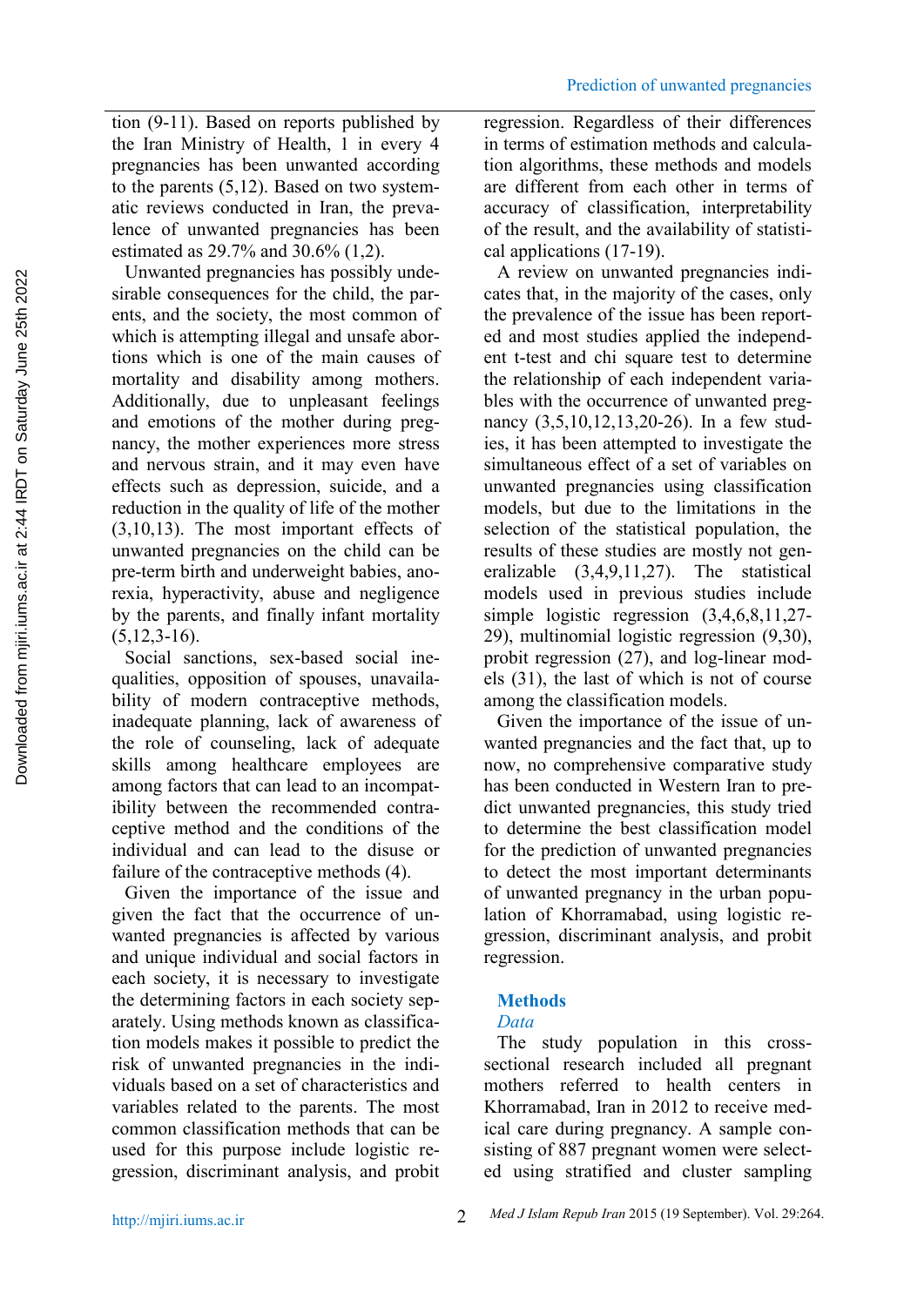tion (9-11). Based on reports published by the Iran Ministry of Health, 1 in every 4 pregnancies has been unwanted according to the parents (5,12). Based on two systematic reviews conducted in Iran, the prevalence of unwanted pregnancies has been estimated as 29.7% and 30.6% (1,2).

Unwanted pregnancies has possibly undesirable consequences for the child, the parents, and the society, the most common of which is attempting illegal and unsafe abortions which is one of the main causes of mortality and disability among mothers. Additionally, due to unpleasant feelings and emotions of the mother during pregnancy, the mother experiences more stress and nervous strain, and it may even have effects such as depression, suicide, and a reduction in the quality of life of the mother (3,10,13). The most important effects of unwanted pregnancies on the child can be pre-term birth and underweight babies, anorexia, hyperactivity, abuse and negligence by the parents, and finally infant mortality (5,12,3-16).

Social sanctions, sex-based social inequalities, opposition of spouses, unavailability of modern contraceptive methods, inadequate planning, lack of awareness of the role of counseling, lack of adequate skills among healthcare employees are among factors that can lead to an incompatibility between the recommended contraceptive method and the conditions of the individual and can lead to the disuse or failure of the contraceptive methods (4).

Given the importance of the issue and given the fact that the occurrence of unwanted pregnancies is affected by various and unique individual and social factors in each society, it is necessary to investigate the determining factors in each society separately. Using methods known as classification models makes it possible to predict the risk of unwanted pregnancies in the individuals based on a set of characteristics and variables related to the parents. The most common classification methods that can be used for this purpose include logistic regression, discriminant analysis, and probit regression. Regardless of their differences in terms of estimation methods and calculation algorithms, these methods and models are different from each other in terms of accuracy of classification, interpretability of the result, and the availability of statistical applications (17-19).

A review on unwanted pregnancies indicates that, in the majority of the cases, only the prevalence of the issue has been reported and most studies applied the independent t-test and chi square test to determine the relationship of each independent variables with the occurrence of unwanted pregnancy (3,5,10,12,13,20-26). In a few studies, it has been attempted to investigate the simultaneous effect of a set of variables on unwanted pregnancies using classification models, but due to the limitations in the selection of the statistical population, the results of these studies are mostly not generalizable (3,4,9,11,27). The statistical models used in previous studies include simple logistic regression (3,4,6,8,11,27-29), multinomial logistic regression (9,30), probit regression (27), and log-linear models (31), the last of which is not of course among the classification models.

Given the importance of the issue of unwanted pregnancies and the fact that, up to now, no comprehensive comparative study has been conducted in Western Iran to predict unwanted pregnancies, this study tried to determine the best classification model for the prediction of unwanted pregnancies to detect the most important determinants of unwanted pregnancy in the urban population of Khorramabad, using logistic regression, discriminant analysis, and probit regression.

## Methods

### *Data*

The study population in this cross-sectional research included all pregnant mothers referred to health centers in Khorramabad, Iran in 2012 to receive medical care during pregnancy. A sample consisting of 887 pregnant women were selected using stratified and cluster sampling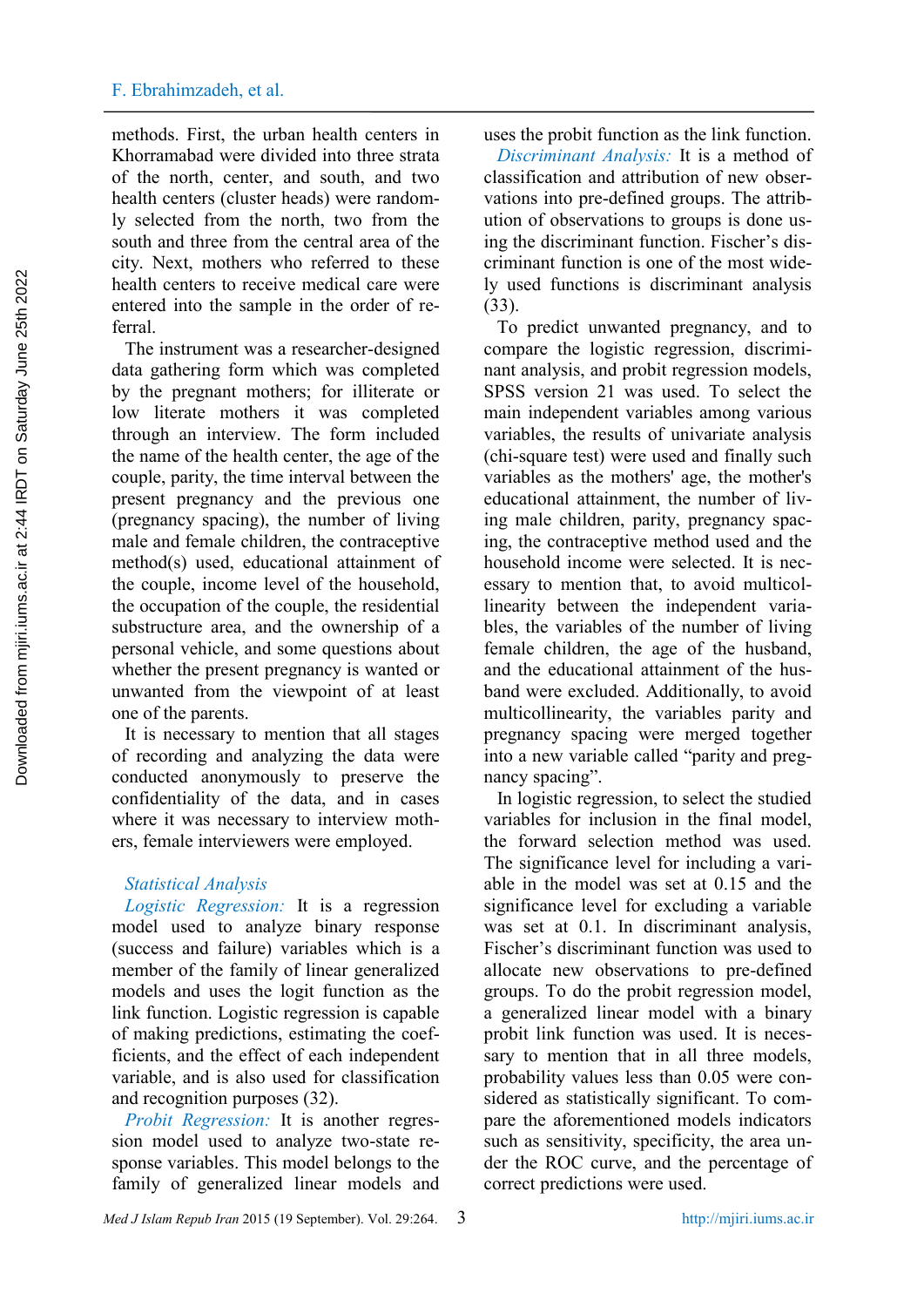methods. First, the urban health centers in Khorramabad were divided into three strata of the north, center, and south, and two health centers (cluster heads) were randomly selected from the north, two from the south and three from the central area of the city. Next, mothers who referred to these health centers to receive medical care were entered into the sample in the order of referral.

The instrument was a researcher-designed data gathering form which was completed by the pregnant mothers; for illiterate or low literate mothers it was completed through an interview. The form included the name of the health center, the age of the couple, parity, the time interval between the present pregnancy and the previous one (pregnancy spacing), the number of living male and female children, the contraceptive method(s) used, educational attainment of the couple, income level of the household, the occupation of the couple, the residential substructure area, and the ownership of a personal vehicle, and some questions about whether the present pregnancy is wanted or unwanted from the viewpoint of at least one of the parents.

It is necessary to mention that all stages of recording and analyzing the data were conducted anonymously to preserve the confidentiality of the data, and in cases where it was necessary to interview mothers, female interviewers were employed.

### Statistical Analysis

*Logistic Regression:* It is a regression model used to analyze binary response (success and failure) variables which is a member of the family of linear generalized models and uses the logit function as the link function. Logistic regression is capable of making predictions, estimating the coefficients, and the effect of each independent variable, and is also used for classification and recognition purposes (32).

*Probit Regression:* It is another regression model used to analyze two-state response variables. This model belongs to the family of generalized linear models and uses the probit function as the link function.

*Discriminant Analysis:* It is a method of classification and attribution of new observations into pre-defined groups. The attribution of observations to groups is done using the discriminant function. Fischer's discriminant function is one of the most widely used functions is discriminant analysis (33).

To predict unwanted pregnancy, and to compare the logistic regression, discriminant analysis, and probit regression models, SPSS version 21 was used. To select the main independent variables among various variables, the results of univariate analysis (chi-square test) were used and finally such variables as the mothers' age, the mother's educational attainment, the number of living male children, parity, pregnancy spacing, the contraceptive method used and the household income were selected. It is necessary to mention that, to avoid multicollinearity between the independent variables, the variables of the number of living female children, the age of the husband, and the educational attainment of the husband were excluded. Additionally, to avoid multicollinearity, the variables parity and pregnancy spacing were merged together into a new variable called "parity and pregnancy spacing".

In logistic regression, to select the studied variables for inclusion in the final model, the forward selection method was used. The significance level for including a variable in the model was set at 0.15 and the significance level for excluding a variable was set at 0.1. In discriminant analysis, Fischer's discriminant function was used to allocate new observations to pre-defined groups. To do the probit regression model, a generalized linear model with a binary probit link function was used. It is necessary to mention that in all three models, probability values less than 0.05 were considered as statistically significant. To compare the aforementioned models indicators such as sensitivity, specificity, the area under the ROC curve, and the percentage of correct predictions were used.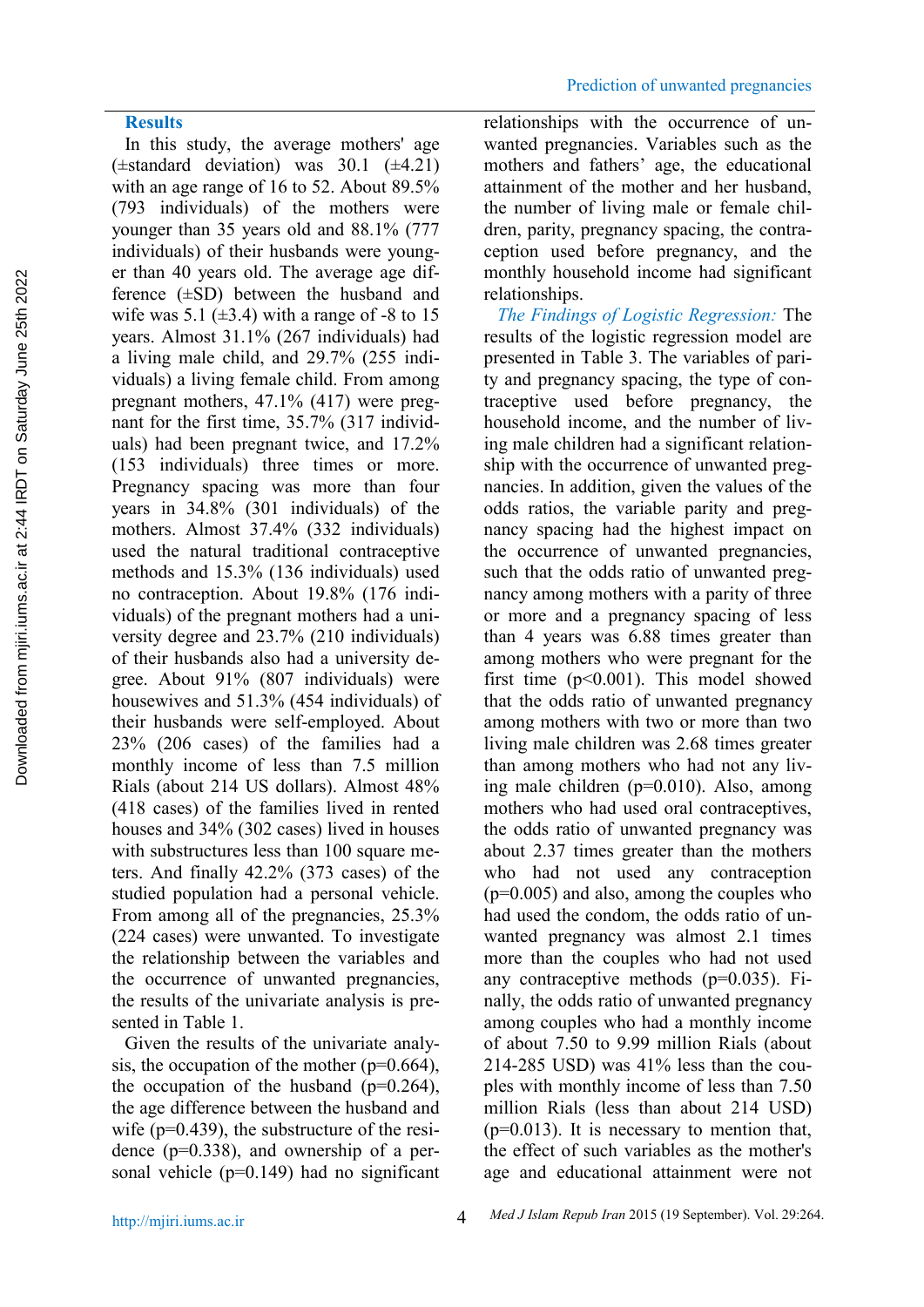## Results

In this study, the average mothers' age (±standard deviation) was 30.1 (±4.21) with an age range of 16 to 52. About 89.5% (793 individuals) of the mothers were younger than 35 years old and 88.1% (777 individuals) of their husbands were younger than 40 years old. The average age difference (±SD) between the husband and wife was 5.1 (±3.4) with a range of -8 to 15 years. Almost 31.1% (267 individuals) had a living male child, and 29.7% (255 individuals) a living female child. From among pregnant mothers, 47.1% (417) were pregnant for the first time, 35.7% (317 individuals) had been pregnant twice, and 17.2% (153 individuals) three times or more. Pregnancy spacing was more than four years in 34.8% (301 individuals) of the mothers. Almost 37.4% (332 individuals) used the natural traditional contraceptive methods and 15.3% (136 individuals) used no contraception. About 19.8% (176 individuals) of the pregnant mothers had a university degree and 23.7% (210 individuals) of their husbands also had a university degree. About 91% (807 individuals) were housewives and 51.3% (454 individuals) of their husbands were self-employed. About 23% (206 cases) of the families had a monthly income of less than 7.5 million Rials (about 214 US dollars). Almost 48% (418 cases) of the families lived in rented houses and 34% (302 cases) lived in houses with substructures less than 100 square meters. And finally 42.2% (373 cases) of the studied population had a personal vehicle. From among all of the pregnancies, 25.3% (224 cases) were unwanted. To investigate the relationship between the variables and the occurrence of unwanted pregnancies, the results of the univariate analysis is presented in Table 1.

Given the results of the univariate analysis, the occupation of the mother (p=0.664), the occupation of the husband (p=0.264), the age difference between the husband and wife (p=0.439), the substructure of the residence (p=0.338), and ownership of a personal vehicle (p=0.149) had no significant relationships with the occurrence of unwanted pregnancies. Variables such as the mothers and fathers' age, the educational attainment of the mother and her husband, the number of living male or female children, parity, pregnancy spacing, the contraception used before pregnancy, and the monthly household income had significant relationships.

*The Findings of Logistic Regression:* The results of the logistic regression model are presented in Table 3. The variables of parity and pregnancy spacing, the type of contraceptive used before pregnancy, the household income, and the number of living male children had a significant relationship with the occurrence of unwanted pregnancies. In addition, given the values of the odds ratios, the variable parity and pregnancy spacing had the highest impact on the occurrence of unwanted pregnancies, such that the odds ratio of unwanted pregnancy among mothers with a parity of three or more and a pregnancy spacing of less than 4 years was 6.88 times greater than among mothers who were pregnant for the first time (p<0.001). This model showed that the odds ratio of unwanted pregnancy among mothers with two or more than two living male children was 2.68 times greater than among mothers who had not any living male children (p=0.010). Also, among mothers who had used oral contraceptives, the odds ratio of unwanted pregnancy was about 2.37 times greater than the mothers who had not used any contraception (p=0.005) and also, among the couples who had used the condom, the odds ratio of unwanted pregnancy was almost 2.1 times more than the couples who had not used any contraceptive methods (p=0.035). Finally, the odds ratio of unwanted pregnancy among couples who had a monthly income of about 7.50 to 9.99 million Rials (about 214-285 USD) was 41% less than the couples with monthly income of less than 7.50 million Rials (less than about 214 USD) (p=0.013). It is necessary to mention that, the effect of such variables as the mother's age and educational attainment were not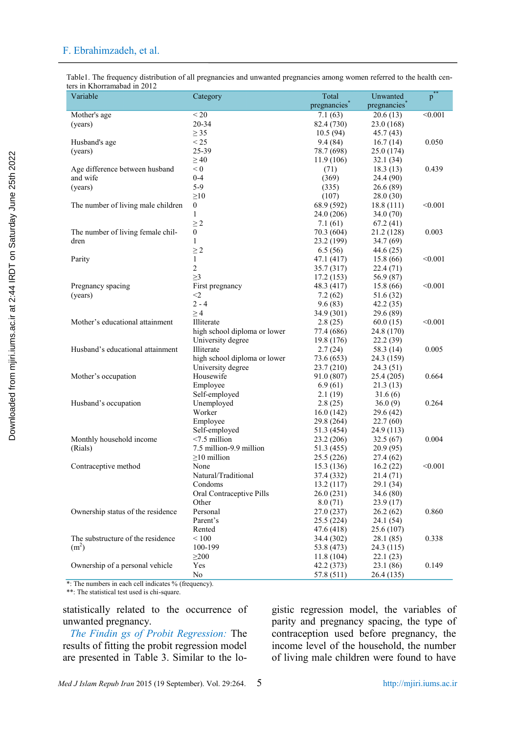Table1. The frequency distribution of all pregnancies and unwanted pregnancies among women referred to the health centers in Khorramabad in 2012

| Variable | Category | Total pregnancies* | Unwanted pregnancies* | p** |
|---|---|---|---|---|
| Mother's age (years) | < 20 | 7.1 (63) | 20.6 (13) | <0.001 |
| | 20-34 | 82.4 (730) | 23.0 (168) | |
| | ≥ 35 | 10.5 (94) | 45.7 (43) | |
| Husband's age (years) | < 25 | 9.4 (84) | 16.7 (14) | 0.050 |
| | 25-39 | 78.7 (698) | 25.0 (174) | |
| | ≥ 40 | 11.9 (106) | 32.1 (34) | |
| Age difference between husband and wife (years) | < 0 | (71) | 18.3 (13) | 0.439 |
| | 0-4 | (369) | 24.4 (90) | |
| | 5-9 | (335) | 26.6 (89) | |
| | ≥10 | (107) | 28.0 (30) | |
| The number of living male children | 0 | 68.9 (592) | 18.8 (111) | <0.001 |
| | 1 | 24.0 (206) | 34.0 (70) | |
| | ≥ 2 | 7.1 (61) | 67.2 (41) | |
| The number of living female children | 0 | 70.3 (604) | 21.2 (128) | 0.003 |
| | 1 | 23.2 (199) | 34.7 (69) | |
| | ≥ 2 | 6.5 (56) | 44.6 (25) | |
| Parity | 1 | 47.1 (417) | 15.8 (66) | <0.001 |
| | 2 | 35.7 (317) | 22.4 (71) | |
| | ≥3 | 17.2 (153) | 56.9 (87) | |
| Pregnancy spacing (years) | First pregnancy | 48.3 (417) | 15.8 (66) | <0.001 |
| | <2 | 7.2 (62) | 51.6 (32) | |
| | 2 - 4 | 9.6 (83) | 42.2 (35) | |
| | ≥ 4 | 34.9 (301) | 29.6 (89) | |
| Mother's educational attainment | Illiterate | 2.8 (25) | 60.0 (15) | <0.001 |
| | high school diploma or lower | 77.4 (686) | 24.8 (170) | |
| | University degree | 19.8 (176) | 22.2 (39) | |
| Husband's educational attainment | Illiterate | 2.7 (24) | 58.3 (14) | 0.005 |
| | high school diploma or lower | 73.6 (653) | 24.3 (159) | |
| | University degree | 23.7 (210) | 24.3 (51) | |
| Mother's occupation | Housewife | 91.0 (807) | 25.4 (205) | 0.664 |
| | Employee | 6.9 (61) | 21.3 (13) | |
| | Self-employed | 2.1 (19) | 31.6 (6) | |
| Husband's occupation | Unemployed | 2.8 (25) | 36.0 (9) | 0.264 |
| | Worker | 16.0 (142) | 29.6 (42) | |
| | Employee | 29.8 (264) | 22.7 (60) | |
| | Self-employed | 51.3 (454) | 24.9 (113) | |
| Monthly household income (Rials) | <7.5 million | 23.2 (206) | 32.5 (67) | 0.004 |
| | 7.5 million-9.9 million | 51.3 (455) | 20.9 (95) | |
| | ≥10 million | 25.5 (226) | 27.4 (62) | |
| Contraceptive method | None | 15.3 (136) | 16.2 (22) | <0.001 |
| | Natural/Traditional | 37.4 (332) | 21.4 (71) | |
| | Condoms | 13.2 (117) | 29.1 (34) | |
| | Oral Contraceptive Pills | 26.0 (231) | 34.6 (80) | |
| | Other | 8.0 (71) | 23.9 (17) | |
| Ownership status of the residence | Personal | 27.0 (237) | 26.2 (62) | 0.860 |
| | Parent's | 25.5 (224) | 24.1 (54) | |
| | Rented | 47.6 (418) | 25.6 (107) | |
| The substructure of the residence ($m^2$) | < 100 | 34.4 (302) | 28.1 (85) | 0.338 |
| | 100-199 | 53.8 (473) | 24.3 (115) | |
| | ≥200 | 11.8 (104) | 22.1 (23) | |
| Ownership of a personal vehicle | Yes | 42.2 (373) | 23.1 (86) | 0.149 |
| | No | 57.8 (511) | 26.4 (135) | |

*: The numbers in each cell indicates % (frequency).
**: The statistical test used is chi-square.

statistically related to the occurrence of unwanted pregnancy.

*The Findin gs of Probit Regression:* The results of fitting the probit regression model are presented in Table 3. Similar to the logistic regression model, the variables of parity and pregnancy spacing, the type of contraception used before pregnancy, the income level of the household, the number of living male children were found to have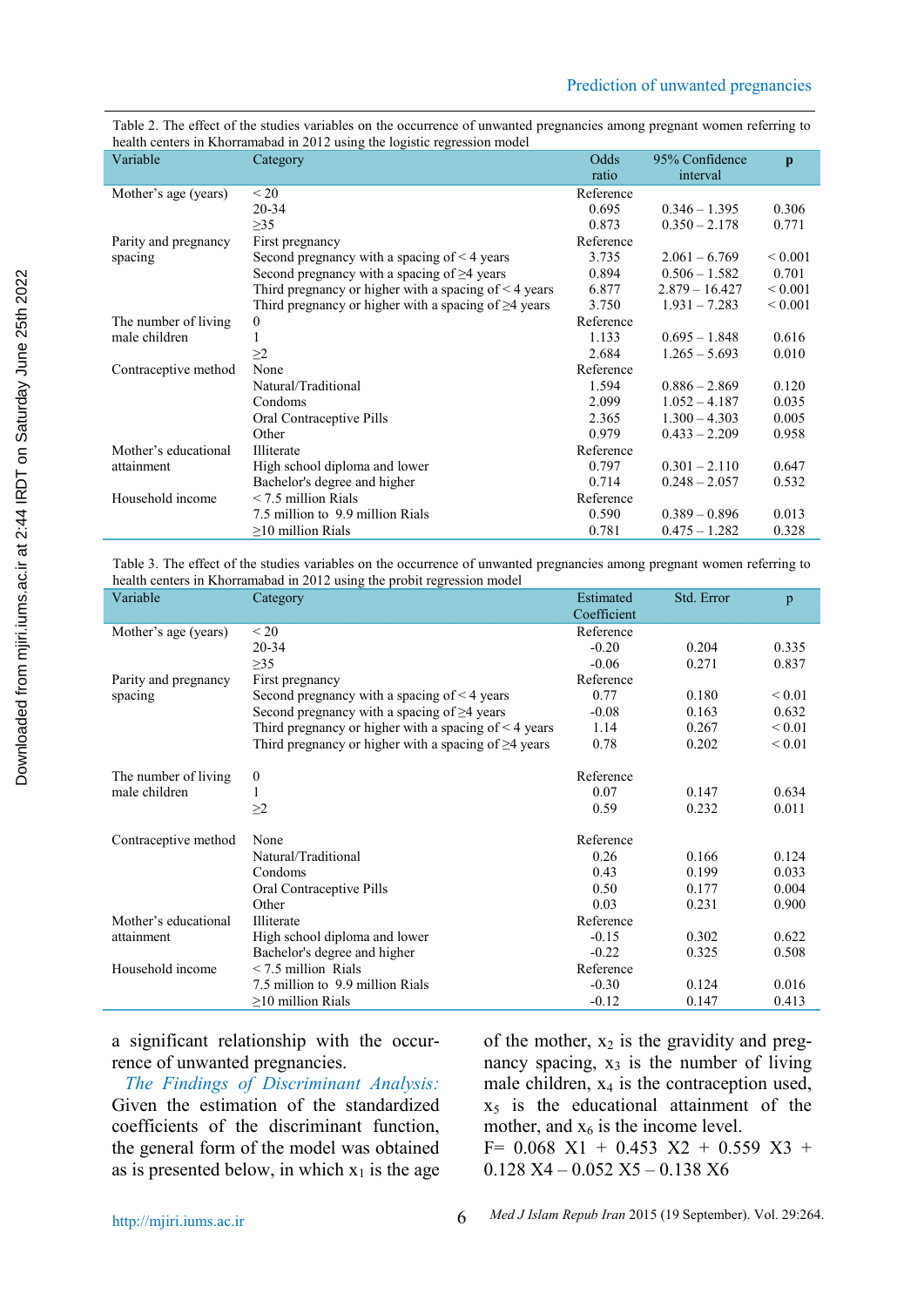Table 2. The effect of the studies variables on the occurrence of unwanted pregnancies among pregnant women referring to health centers in Khorramabad in 2012 using the logistic regression model

| Variable | Category | Odds ratio | 95% Confidence interval | p |
|---|---|---|---|---|
| Mother's age (years) | < 20 | Reference | | |
| | 20-34 | 0.695 | 0.346 – 1.395 | 0.306 |
| | ≥35 | 0.873 | 0.350 – 2.178 | 0.771 |
| Parity and pregnancy spacing | First pregnancy | Reference | | |
| | Second pregnancy with a spacing of < 4 years | 3.735 | 2.061 – 6.769 | < 0.001 |
| | Second pregnancy with a spacing of ≥4 years | 0.894 | 0.506 – 1.582 | 0.701 |
| | Third pregnancy or higher with a spacing of < 4 years | 6.877 | 2.879 – 16.427 | < 0.001 |
| | Third pregnancy or higher with a spacing of ≥4 years | 3.750 | 1.931 – 7.283 | < 0.001 |
| The number of living male children | 0 | Reference | | |
| | 1 | 1.133 | 0.695 – 1.848 | 0.616 |
| | ≥2 | 2.684 | 1.265 – 5.693 | 0.010 |
| Contraceptive method | None | Reference | | |
| | Natural/Traditional | 1.594 | 0.886 – 2.869 | 0.120 |
| | Condoms | 2.099 | 1.052 – 4.187 | 0.035 |
| | Oral Contraceptive Pills | 2.365 | 1.300 – 4.303 | 0.005 |
| | Other | 0.979 | 0.433 – 2.209 | 0.958 |
| Mother's educational attainment | Illiterate | Reference | | |
| | High school diploma and lower | 0.797 | 0.301 – 2.110 | 0.647 |
| | Bachelor's degree and higher | 0.714 | 0.248 – 2.057 | 0.532 |
| Household income | < 7.5 million Rials | Reference | | |
| | 7.5 million to 9.9 million Rials | 0.590 | 0.389 – 0.896 | 0.013 |
| | ≥10 million Rials | 0.781 | 0.475 – 1.282 | 0.328 |

Table 3. The effect of the studies variables on the occurrence of unwanted pregnancies among pregnant women referring to health centers in Khorramabad in 2012 using the probit regression model

| Variable | Category | Estimated Coefficient | Std. Error | p |
|---|---|---|---|---|
| Mother's age (years) | < 20 | Reference | | |
| | 20-34 | -0.20 | 0.204 | 0.335 |
| | ≥35 | -0.06 | 0.271 | 0.837 |
| Parity and pregnancy spacing | First pregnancy | Reference | | |
| | Second pregnancy with a spacing of < 4 years | 0.77 | 0.180 | < 0.01 |
| | Second pregnancy with a spacing of ≥4 years | -0.08 | 0.163 | 0.632 |
| | Third pregnancy or higher with a spacing of < 4 years | 1.14 | 0.267 | < 0.01 |
| | Third pregnancy or higher with a spacing of ≥4 years | 0.78 | 0.202 | < 0.01 |
| The number of living male children | 0 | Reference | | |
| | 1 | 0.07 | 0.147 | 0.634 |
| | ≥2 | 0.59 | 0.232 | 0.011 |
| Contraceptive method | None | Reference | | |
| | Natural/Traditional | 0.26 | 0.166 | 0.124 |
| | Condoms | 0.43 | 0.199 | 0.033 |
| | Oral Contraceptive Pills | 0.50 | 0.177 | 0.004 |
| | Other | 0.03 | 0.231 | 0.900 |
| Mother's educational attainment | Illiterate | Reference | | |
| | High school diploma and lower | -0.15 | 0.302 | 0.622 |
| | Bachelor's degree and higher | -0.22 | 0.325 | 0.508 |
| Household income | < 7.5 million Rials | Reference | | |
| | 7.5 million to 9.9 million Rials | -0.30 | 0.124 | 0.016 |
| | ≥10 million Rials | -0.12 | 0.147 | 0.413 |

a significant relationship with the occurrence of unwanted pregnancies.

*The Findings of Discriminant Analysis:* Given the estimation of the standardized coefficients of the discriminant function, the general form of the model was obtained as is presented below, in which $x_1$ is the age of the mother, $x_2$ is the gravidity and pregnancy spacing, $x_3$ is the number of living male children, $x_4$ is the contraception used, $x_5$ is the educational attainment of the mother, and $x_6$ is the income level.

$$F = 0.068\ X1 + 0.453\ X2 + 0.559\ X3 + 0.128\ X4 - 0.052\ X5 - 0.138\ X6$$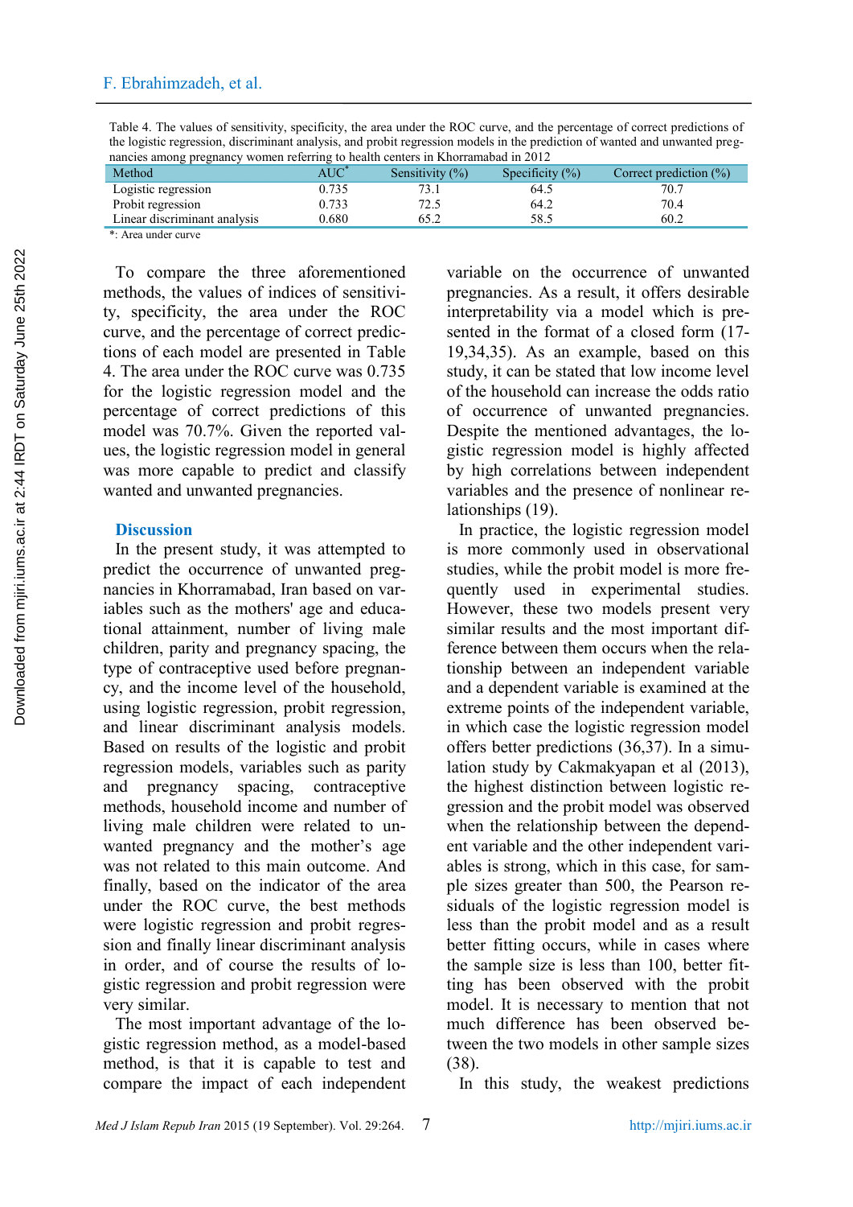Table 4. The values of sensitivity, specificity, the area under the ROC curve, and the percentage of correct predictions of the logistic regression, discriminant analysis, and probit regression models in the prediction of wanted and unwanted pregnancies among pregnancy women referring to health centers in Khorramabad in 2012

| Method | AUC* | Sensitivity (%) | Specificity (%) | Correct prediction (%) |
|---|---|---|---|---|
| Logistic regression | 0.735 | 73.1 | 64.5 | 70.7 |
| Probit regression | 0.733 | 72.5 | 64.2 | 70.4 |
| Linear discriminant analysis | 0.680 | 65.2 | 58.5 | 60.2 |

*: Area under curve

To compare the three aforementioned methods, the values of indices of sensitivity, specificity, the area under the ROC curve, and the percentage of correct predictions of each model are presented in Table 4. The area under the ROC curve was 0.735 for the logistic regression model and the percentage of correct predictions of this model was 70.7%. Given the reported values, the logistic regression model in general was more capable to predict and classify wanted and unwanted pregnancies.

## Discussion

In the present study, it was attempted to predict the occurrence of unwanted pregnancies in Khorramabad, Iran based on variables such as the mothers' age and educational attainment, number of living male children, parity and pregnancy spacing, the type of contraceptive used before pregnancy, and the income level of the household, using logistic regression, probit regression, and linear discriminant analysis models. Based on results of the logistic and probit regression models, variables such as parity and pregnancy spacing, contraceptive methods, household income and number of living male children were related to unwanted pregnancy and the mother's age was not related to this main outcome. And finally, based on the indicator of the area under the ROC curve, the best methods were logistic regression and probit regression and finally linear discriminant analysis in order, and of course the results of logistic regression and probit regression were very similar.

The most important advantage of the logistic regression method, as a model-based method, is that it is capable to test and compare the impact of each independent variable on the occurrence of unwanted pregnancies. As a result, it offers desirable interpretability via a model which is presented in the format of a closed form (17-19,34,35). As an example, based on this study, it can be stated that low income level of the household can increase the odds ratio of occurrence of unwanted pregnancies. Despite the mentioned advantages, the logistic regression model is highly affected by high correlations between independent variables and the presence of nonlinear relationships (19).

In practice, the logistic regression model is more commonly used in observational studies, while the probit model is more frequently used in experimental studies. However, these two models present very similar results and the most important difference between them occurs when the relationship between an independent variable and a dependent variable is examined at the extreme points of the independent variable, in which case the logistic regression model offers better predictions (36,37). In a simulation study by Cakmakyapan et al (2013), the highest distinction between logistic regression and the probit model was observed when the relationship between the dependent variable and the other independent variables is strong, which in this case, for sample sizes greater than 500, the Pearson residuals of the logistic regression model is less than the probit model and as a result better fitting occurs, while in cases where the sample size is less than 100, better fitting has been observed with the probit model. It is necessary to mention that not much difference has been observed between the two models in other sample sizes (38).

In this study, the weakest predictions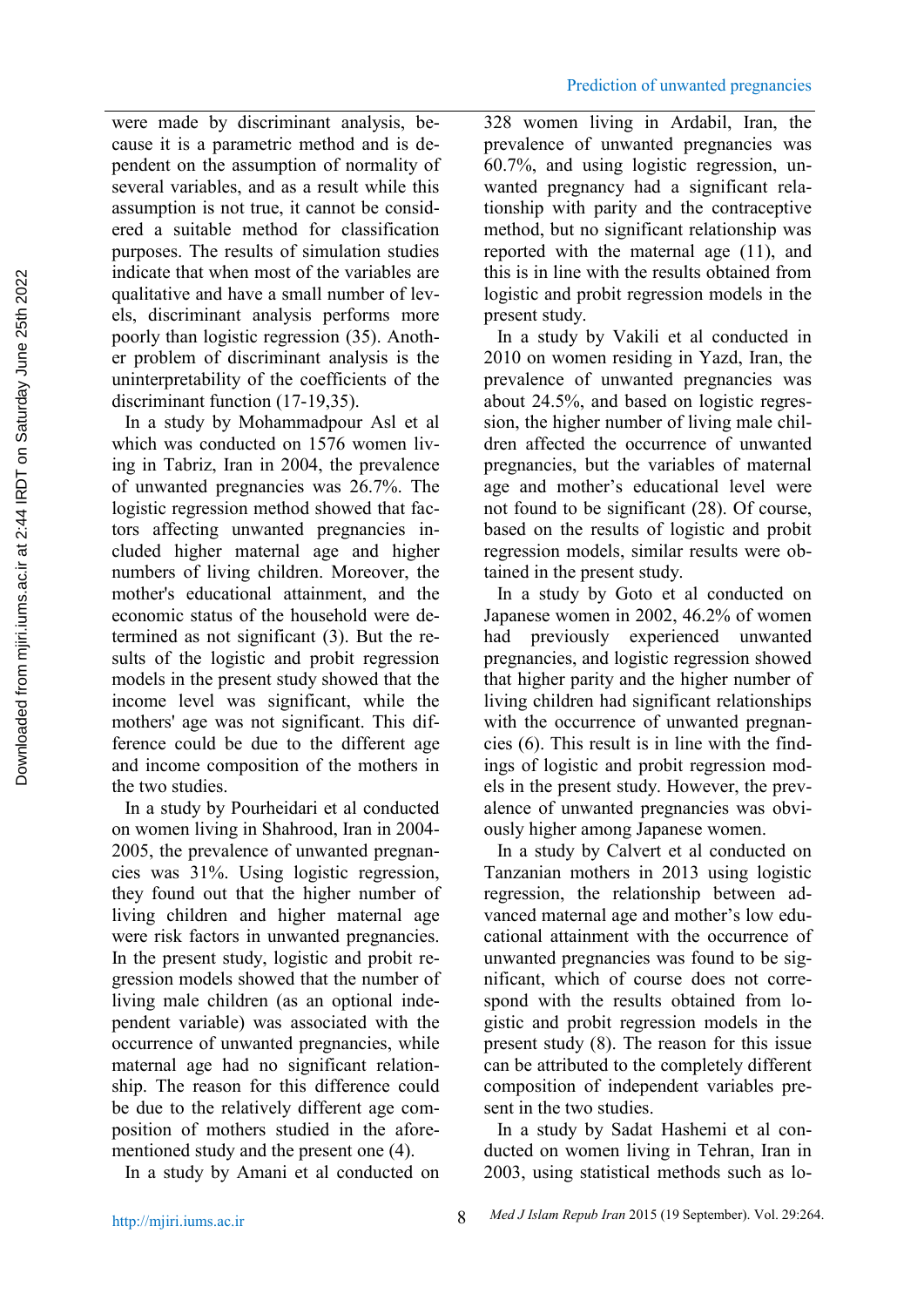were made by discriminant analysis, because it is a parametric method and is dependent on the assumption of normality of several variables, and as a result while this assumption is not true, it cannot be considered a suitable method for classification purposes. The results of simulation studies indicate that when most of the variables are qualitative and have a small number of levels, discriminant analysis performs more poorly than logistic regression (35). Another problem of discriminant analysis is the uninterpretability of the coefficients of the discriminant function (17-19,35).

In a study by Mohammadpour Asl et al which was conducted on 1576 women living in Tabriz, Iran in 2004, the prevalence of unwanted pregnancies was 26.7%. The logistic regression method showed that factors affecting unwanted pregnancies included higher maternal age and higher numbers of living children. Moreover, the mother's educational attainment, and the economic status of the household were determined as not significant (3). But the results of the logistic and probit regression models in the present study showed that the income level was significant, while the mothers' age was not significant. This difference could be due to the different age and income composition of the mothers in the two studies.

In a study by Pourheidari et al conducted on women living in Shahrood, Iran in 2004-2005, the prevalence of unwanted pregnancies was 31%. Using logistic regression, they found out that the higher number of living children and higher maternal age were risk factors in unwanted pregnancies. In the present study, logistic and probit regression models showed that the number of living male children (as an optional independent variable) was associated with the occurrence of unwanted pregnancies, while maternal age had no significant relationship. The reason for this difference could be due to the relatively different age composition of mothers studied in the aforementioned study and the present one (4).

In a study by Amani et al conducted on 328 women living in Ardabil, Iran, the prevalence of unwanted pregnancies was 60.7%, and using logistic regression, unwanted pregnancy had a significant relationship with parity and the contraceptive method, but no significant relationship was reported with the maternal age (11), and this is in line with the results obtained from logistic and probit regression models in the present study.

In a study by Vakili et al conducted in 2010 on women residing in Yazd, Iran, the prevalence of unwanted pregnancies was about 24.5%, and based on logistic regression, the higher number of living male children affected the occurrence of unwanted pregnancies, but the variables of maternal age and mother's educational level were not found to be significant (28). Of course, based on the results of logistic and probit regression models, similar results were obtained in the present study.

In a study by Goto et al conducted on Japanese women in 2002, 46.2% of women had previously experienced unwanted pregnancies, and logistic regression showed that higher parity and the higher number of living children had significant relationships with the occurrence of unwanted pregnancies (6). This result is in line with the findings of logistic and probit regression models in the present study. However, the prevalence of unwanted pregnancies was obviously higher among Japanese women.

In a study by Calvert et al conducted on Tanzanian mothers in 2013 using logistic regression, the relationship between advanced maternal age and mother's low educational attainment with the occurrence of unwanted pregnancies was found to be significant, which of course does not correspond with the results obtained from logistic and probit regression models in the present study (8). The reason for this issue can be attributed to the completely different composition of independent variables present in the two studies.

In a study by Sadat Hashemi et al conducted on women living in Tehran, Iran in 2003, using statistical methods such as lo-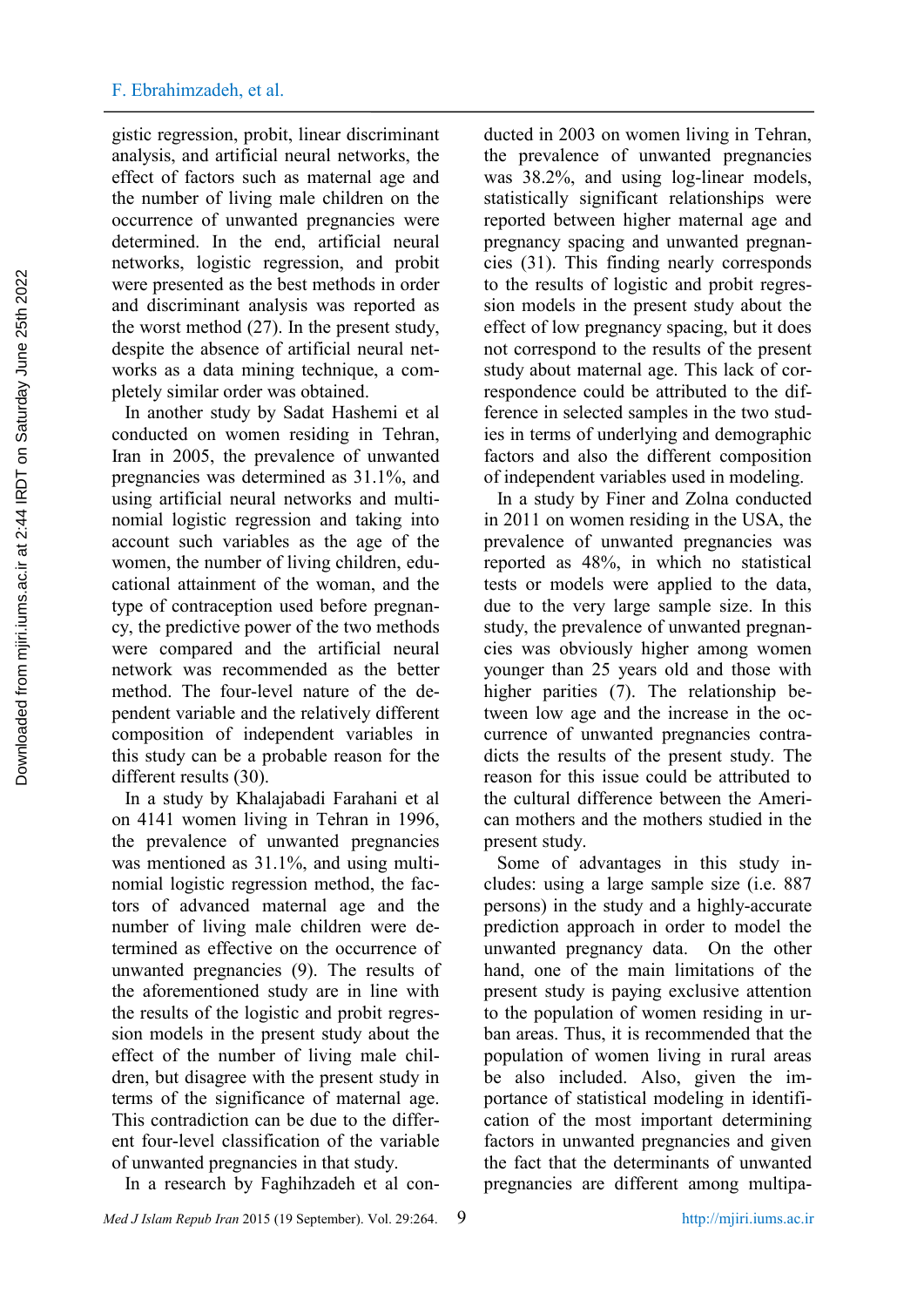gistic regression, probit, linear discriminant analysis, and artificial neural networks, the effect of factors such as maternal age and the number of living male children on the occurrence of unwanted pregnancies were determined. In the end, artificial neural networks, logistic regression, and probit were presented as the best methods in order and discriminant analysis was reported as the worst method (27). In the present study, despite the absence of artificial neural networks as a data mining technique, a completely similar order was obtained.

In another study by Sadat Hashemi et al conducted on women residing in Tehran, Iran in 2005, the prevalence of unwanted pregnancies was determined as 31.1%, and using artificial neural networks and multinomial logistic regression and taking into account such variables as the age of the women, the number of living children, educational attainment of the woman, and the type of contraception used before pregnancy, the predictive power of the two methods were compared and the artificial neural network was recommended as the better method. The four-level nature of the dependent variable and the relatively different composition of independent variables in this study can be a probable reason for the different results (30).

In a study by Khalajabadi Farahani et al on 4141 women living in Tehran in 1996, the prevalence of unwanted pregnancies was mentioned as 31.1%, and using multinomial logistic regression method, the factors of advanced maternal age and the number of living male children were determined as effective on the occurrence of unwanted pregnancies (9). The results of the aforementioned study are in line with the results of the logistic and probit regression models in the present study about the effect of the number of living male children, but disagree with the present study in terms of the significance of maternal age. This contradiction can be due to the different four-level classification of the variable of unwanted pregnancies in that study.

In a research by Faghihzadeh et al conducted in 2003 on women living in Tehran, the prevalence of unwanted pregnancies was 38.2%, and using log-linear models, statistically significant relationships were reported between higher maternal age and pregnancy spacing and unwanted pregnancies (31). This finding nearly corresponds to the results of logistic and probit regression models in the present study about the effect of low pregnancy spacing, but it does not correspond to the results of the present study about maternal age. This lack of correspondence could be attributed to the difference in selected samples in the two studies in terms of underlying and demographic factors and also the different composition of independent variables used in modeling.

In a study by Finer and Zolna conducted in 2011 on women residing in the USA, the prevalence of unwanted pregnancies was reported as 48%, in which no statistical tests or models were applied to the data, due to the very large sample size. In this study, the prevalence of unwanted pregnancies was obviously higher among women younger than 25 years old and those with higher parities (7). The relationship between low age and the increase in the occurrence of unwanted pregnancies contradicts the results of the present study. The reason for this issue could be attributed to the cultural difference between the American mothers and the mothers studied in the present study.

Some of advantages in this study includes: using a large sample size (i.e. 887 persons) in the study and a highly-accurate prediction approach in order to model the unwanted pregnancy data. On the other hand, one of the main limitations of the present study is paying exclusive attention to the population of women residing in urban areas. Thus, it is recommended that the population of women living in rural areas be also included. Also, given the importance of statistical modeling in identification of the most important determining factors in unwanted pregnancies and given the fact that the determinants of unwanted pregnancies are different among multipa-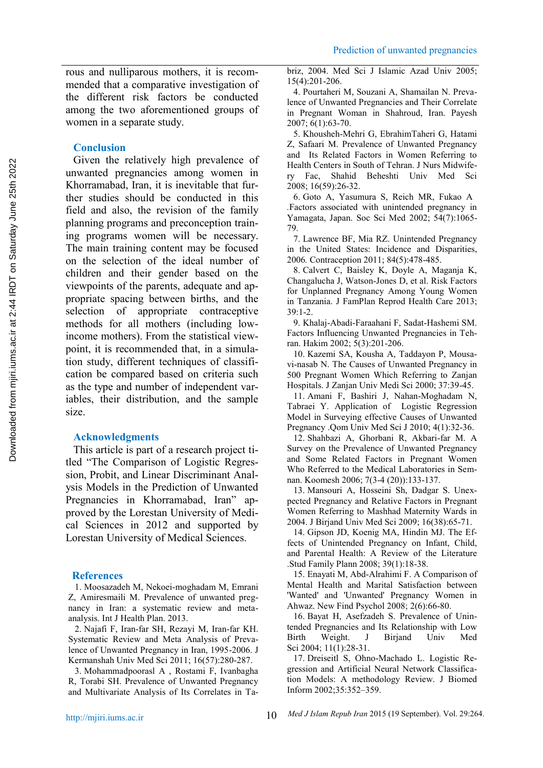rous and nulliparous mothers, it is recommended that a comparative investigation of the different risk factors be conducted among the two aforementioned groups of women in a separate study.

## Conclusion

Given the relatively high prevalence of unwanted pregnancies among women in Khorramabad, Iran, it is inevitable that further studies should be conducted in this field and also, the revision of the family planning programs and preconception training programs women will be necessary. The main training content may be focused on the selection of the ideal number of children and their gender based on the viewpoints of the parents, adequate and appropriate spacing between births, and the selection of appropriate contraceptive methods for all mothers (including low-income mothers). From the statistical viewpoint, it is recommended that, in a simulation study, different techniques of classification be compared based on criteria such as the type and number of independent variables, their distribution, and the sample size.

## Acknowledgments

This article is part of a research project titled "The Comparison of Logistic Regression, Probit, and Linear Discriminant Analysis Models in the Prediction of Unwanted Pregnancies in Khorramabad, Iran" approved by the Lorestan University of Medical Sciences in 2012 and supported by Lorestan University of Medical Sciences.

## References

1. Moosazadeh M, Nekoei-moghadam M, Emrani Z, Amiresmaili M. Prevalence of unwanted pregnancy in Iran: a systematic review and meta-analysis. Int J Health Plan. 2013.
2. Najafi F, Iran-far SH, Rezayi M, Iran-far KH. Systematic Review and Meta Analysis of Prevalence of Unwanted Pregnancy in Iran, 1995-2006. J Kermanshah Univ Med Sci 2011; 16(57):280-287.
3. Mohammadpoorasl A , Rostami F, Ivanbagha R, Torabi SH. Prevalence of Unwanted Pregnancy and Multivariate Analysis of Its Correlates in Tabriz, 2004. Med Sci J Islamic Azad Univ 2005; 15(4):201-206.
4. Pourtaheri M, Souzani A, Shamailan N. Prevalence of Unwanted Pregnancies and Their Correlate in Pregnant Woman in Shahroud, Iran. Payesh 2007; 6(1):63-70.
5. Khousheh-Mehri G, EbrahimTaheri G, Hatami Z, Safaari M. Prevalence of Unwanted Pregnancy and Its Related Factors in Women Referring to Health Centers in South of Tehran. J Nurs Midwifery Fac, Shahid Beheshti Univ Med Sci 2008; 16(59):26-32.
6. Goto A, Yasumura S, Reich MR, Fukao A .Factors associated with unintended pregnancy in Yamagata, Japan. Soc Sci Med 2002; 54(7):1065-79.
7. Lawrence BF, Mia RZ. Unintended Pregnancy in the United States: Incidence and Disparities, 2006. Contraception 2011; 84(5):478-485.
8. Calvert C, Baisley K, Doyle A, Maganja K, Changalucha J, Watson-Jones D, et al. Risk Factors for Unplanned Pregnancy Among Young Women in Tanzania. J FamPlan Reprod Health Care 2013; 39:1-2.
9. Khalaj-Abadi-Faraahani F, Sadat-Hashemi SM. Factors Influencing Unwanted Pregnancies in Tehran. Hakim 2002; 5(3):201-206.
10. Kazemi SA, Kousha A, Taddayon P, Mousavi-nasab N. The Causes of Unwanted Pregnancy in 500 Pregnant Women Which Referring to Zanjan Hospitals. J Zanjan Univ Medi Sci 2000; 37:39-45.
11. Amani F, Bashiri J, Nahan-Moghadam N, Tabraei Y. Application of Logistic Regression Model in Surveying effective Causes of Unwanted Pregnancy .Qom Univ Med Sci J 2010; 4(1):32-36.
12. Shahbazi A, Ghorbani R, Akbari-far M. A Survey on the Prevalence of Unwanted Pregnancy and Some Related Factors in Pregnant Women Who Referred to the Medical Laboratories in Semnan. Koomesh 2006; 7(3-4 (20)):133-137.
13. Mansouri A, Hosseini Sh, Dadgar S. Unexpected Pregnancy and Relative Factors in Pregnant Women Referring to Mashhad Maternity Wards in 2004. J Birjand Univ Med Sci 2009; 16(38):65-71.
14. Gipson JD, Koenig MA, Hindin MJ. The Effects of Unintended Pregnancy on Infant, Child, and Parental Health: A Review of the Literature .Stud Family Plann 2008; 39(1):18-38.
15. Enayati M, Abd-Alrahimi F. A Comparison of Mental Health and Marital Satisfaction between 'Wanted' and 'Unwanted' Pregnancy Women in Ahwaz. New Find Psychol 2008; 2(6):66-80.
16. Bayat H, Asefzadeh S. Prevalence of Unintended Pregnancies and Its Relationship with Low Birth Weight. J Birjand Univ Med Sci 2004; 11(1):28-31.
17. Dreiseitl S, Ohno-Machado L. Logistic Regression and Artificial Neural Network Classification Models: A methodology Review. J Biomed Inform 2002;35:352–359.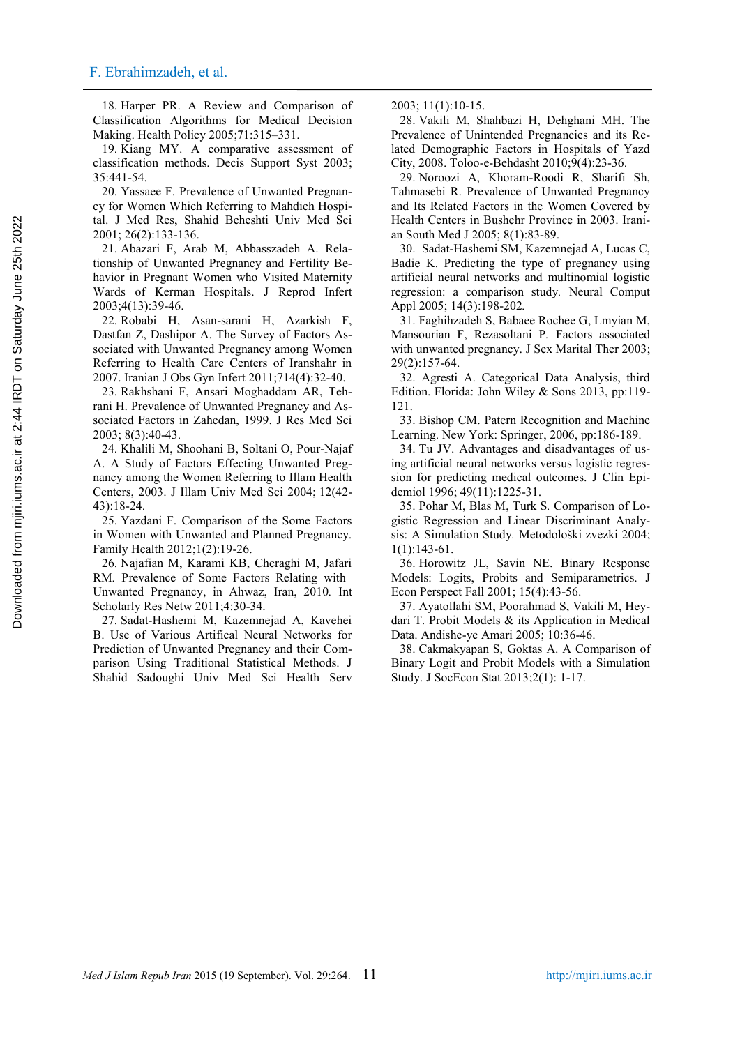18. Harper PR. A Review and Comparison of Classification Algorithms for Medical Decision Making. Health Policy 2005;71:315–331.

19. Kiang MY. A comparative assessment of classification methods. Decis Support Syst 2003; 35:441-54.

20. Yassaee F. Prevalence of Unwanted Pregnancy for Women Which Referring to Mahdieh Hospital. J Med Res, Shahid Beheshti Univ Med Sci 2001; 26(2):133-136.

21. Abazari F, Arab M, Abbasszadeh A. Relationship of Unwanted Pregnancy and Fertility Behavior in Pregnant Women who Visited Maternity Wards of Kerman Hospitals. J Reprod Infert 2003;4(13):39-46.

22. Robabi H, Asan-sarani H, Azarkish F, Dastfan Z, Dashipor A. The Survey of Factors Associated with Unwanted Pregnancy among Women Referring to Health Care Centers of Iranshahr in 2007. Iranian J Obs Gyn Infert 2011;714(4):32-40.

23. Rakhshani F, Ansari Moghaddam AR, Tehrani H. Prevalence of Unwanted Pregnancy and Associated Factors in Zahedan, 1999. J Res Med Sci 2003; 8(3):40-43.

24. Khalili M, Shoohani B, Soltani O, Pour-Najaf A. A Study of Factors Effecting Unwanted Pregnancy among the Women Referring to Illam Health Centers, 2003. J Illam Univ Med Sci 2004; 12(42-43):18-24.

25. Yazdani F. Comparison of the Some Factors in Women with Unwanted and Planned Pregnancy. Family Health 2012;1(2):19-26.

26. Najafian M, Karami KB, Cheraghi M, Jafari RM. Prevalence of Some Factors Relating with Unwanted Pregnancy, in Ahwaz, Iran, 2010. Int Scholarly Res Netw 2011;4:30-34.

27. Sadat-Hashemi M, Kazemnejad A, Kavehei B. Use of Various Artifical Neural Networks for Prediction of Unwanted Pregnancy and their Comparison Using Traditional Statistical Methods. J Shahid Sadoughi Univ Med Sci Health Serv 2003; 11(1):10-15.

28. Vakili M, Shahbazi H, Dehghani MH. The Prevalence of Unintended Pregnancies and its Related Demographic Factors in Hospitals of Yazd City, 2008. Toloo-e-Behdasht 2010;9(4):23-36.

29. Noroozi A, Khoram-Roodi R, Sharifi Sh, Tahmasebi R. Prevalence of Unwanted Pregnancy and Its Related Factors in the Women Covered by Health Centers in Bushehr Province in 2003. Iranian South Med J 2005; 8(1):83-89.

30. Sadat-Hashemi SM, Kazemnejad A, Lucas C, Badie K. Predicting the type of pregnancy using artificial neural networks and multinomial logistic regression: a comparison study. Neural Comput Appl 2005; 14(3):198-202.

31. Faghihzadeh S, Babaee Rochee G, Lmyian M, Mansourian F, Rezasoltani P. Factors associated with unwanted pregnancy. J Sex Marital Ther 2003; 29(2):157-64.

32. Agresti A. Categorical Data Analysis, third Edition. Florida: John Wiley & Sons 2013, pp:119-121.

33. Bishop CM. Patern Recognition and Machine Learning. New York: Springer, 2006, pp:186-189.

34. Tu JV. Advantages and disadvantages of using artificial neural networks versus logistic regression for predicting medical outcomes. J Clin Epidemiol 1996; 49(11):1225-31.

35. Pohar M, Blas M, Turk S. Comparison of Logistic Regression and Linear Discriminant Analysis: A Simulation Study. Metodološki zvezki 2004; 1(1):143-61.

36. Horowitz JL, Savin NE. Binary Response Models: Logits, Probits and Semiparametrics. J Econ Perspect Fall 2001; 15(4):43-56.

37. Ayatollahi SM, Poorahmad S, Vakili M, Heydari T. Probit Models & its Application in Medical Data. Andishe-ye Amari 2005; 10:36-46.

38. Cakmakyapan S, Goktas A. A Comparison of Binary Logit and Probit Models with a Simulation Study. J SocEcon Stat 2013;2(1): 1-17.